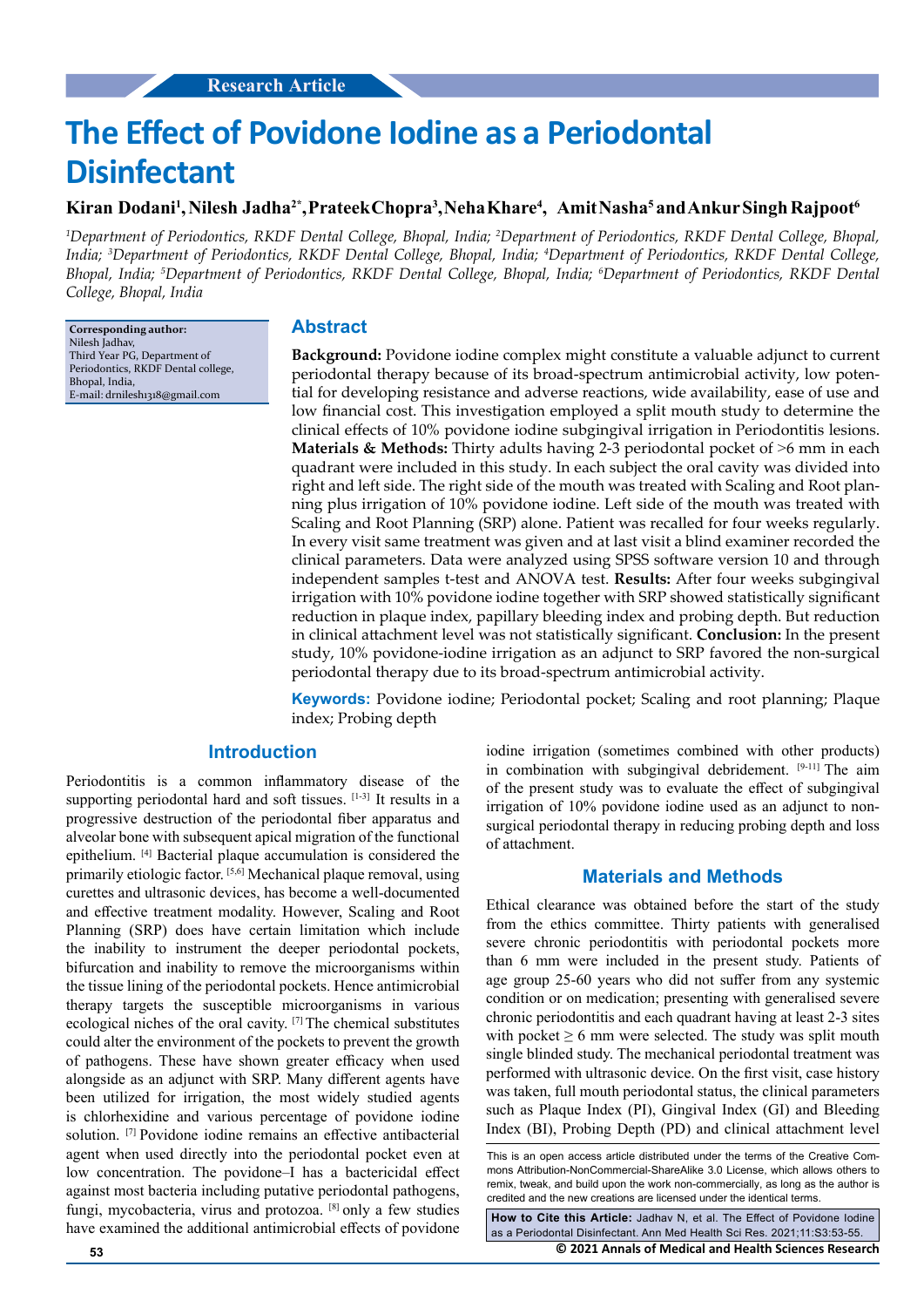Research Article

# The Effect of Povidone Iodine as a Periodontal Disinfectant

**Kiran Dodani[1], Nilesh Jadha[2*], Prateek Chopra[3], Neha Khare[4], Amit Nasha[5] and Ankur Singh Rajpoot[6]**

*[1]Department of Periodontics, RKDF Dental College, Bhopal, India; [2]Department of Periodontics, RKDF Dental College, Bhopal, India; [3]Department of Periodontics, RKDF Dental College, Bhopal, India; [4]Department of Periodontics, RKDF Dental College, Bhopal, India; [5]Department of Periodontics, RKDF Dental College, Bhopal, India; [6]Department of Periodontics, RKDF Dental College, Bhopal, India*

**Corresponding author:**
Nilesh Jadhav,
Third Year PG, Department of Periodontics, RKDF Dental college, Bhopal, India,
E-mail: drnilesh1318@gmail.com

## Abstract

**Background:** Povidone iodine complex might constitute a valuable adjunct to current periodontal therapy because of its broad-spectrum antimicrobial activity, low potential for developing resistance and adverse reactions, wide availability, ease of use and low financial cost. This investigation employed a split mouth study to determine the clinical effects of 10% povidone iodine subgingival irrigation in Periodontitis lesions. **Materials & Methods:** Thirty adults having 2-3 periodontal pocket of >6 mm in each quadrant were included in this study. In each subject the oral cavity was divided into right and left side. The right side of the mouth was treated with Scaling and Root planning plus irrigation of 10% povidone iodine. Left side of the mouth was treated with Scaling and Root Planning (SRP) alone. Patient was recalled for four weeks regularly. In every visit same treatment was given and at last visit a blind examiner recorded the clinical parameters. Data were analyzed using SPSS software version 10 and through independent samples t-test and ANOVA test. **Results:** After four weeks subgingival irrigation with 10% povidone iodine together with SRP showed statistically significant reduction in plaque index, papillary bleeding index and probing depth. But reduction in clinical attachment level was not statistically significant. **Conclusion:** In the present study, 10% povidone-iodine irrigation as an adjunct to SRP favored the non-surgical periodontal therapy due to its broad-spectrum antimicrobial activity.

**Keywords:** Povidone iodine; Periodontal pocket; Scaling and root planning; Plaque index; Probing depth

## Introduction

Periodontitis is a common inflammatory disease of the supporting periodontal hard and soft tissues. [1-3] It results in a progressive destruction of the periodontal fiber apparatus and alveolar bone with subsequent apical migration of the functional epithelium. [4] Bacterial plaque accumulation is considered the primarily etiologic factor. [5,6] Mechanical plaque removal, using curettes and ultrasonic devices, has become a well-documented and effective treatment modality. However, Scaling and Root Planning (SRP) does have certain limitation which include the inability to instrument the deeper periodontal pockets, bifurcation and inability to remove the microorganisms within the tissue lining of the periodontal pockets. Hence antimicrobial therapy targets the susceptible microorganisms in various ecological niches of the oral cavity. [7] The chemical substitutes could alter the environment of the pockets to prevent the growth of pathogens. These have shown greater efficacy when used alongside as an adjunct with SRP. Many different agents have been utilized for irrigation, the most widely studied agents is chlorhexidine and various percentage of povidone iodine solution. [7] Povidone iodine remains an effective antibacterial agent when used directly into the periodontal pocket even at low concentration. The povidone–I has a bactericidal effect against most bacteria including putative periodontal pathogens, fungi, mycobacteria, virus and protozoa. [8] only a few studies have examined the additional antimicrobial effects of povidone iodine irrigation (sometimes combined with other products) in combination with subgingival debridement. [9-11] The aim of the present study was to evaluate the effect of subgingival irrigation of 10% povidone iodine used as an adjunct to non-surgical periodontal therapy in reducing probing depth and loss of attachment.

## Materials and Methods

Ethical clearance was obtained before the start of the study from the ethics committee. Thirty patients with generalised severe chronic periodontitis with periodontal pockets more than 6 mm were included in the present study. Patients of age group 25-60 years who did not suffer from any systemic condition or on medication; presenting with generalised severe chronic periodontitis and each quadrant having at least 2-3 sites with pocket ≥ 6 mm were selected. The study was split mouth single blinded study. The mechanical periodontal treatment was performed with ultrasonic device. On the first visit, case history was taken, full mouth periodontal status, the clinical parameters such as Plaque Index (PI), Gingival Index (GI) and Bleeding Index (BI), Probing Depth (PD) and clinical attachment level

This is an open access article distributed under the terms of the Creative Commons Attribution-NonCommercial-ShareAlike 3.0 License, which allows others to remix, tweak, and build upon the work non-commercially, as long as the author is credited and the new creations are licensed under the identical terms.

**How to Cite this Article:** Jadhav N, et al. The Effect of Povidone Iodine as a Periodontal Disinfectant. Ann Med Health Sci Res. 2021;11:S3:53-55.

© 2021 Annals of Medical and Health Sciences Research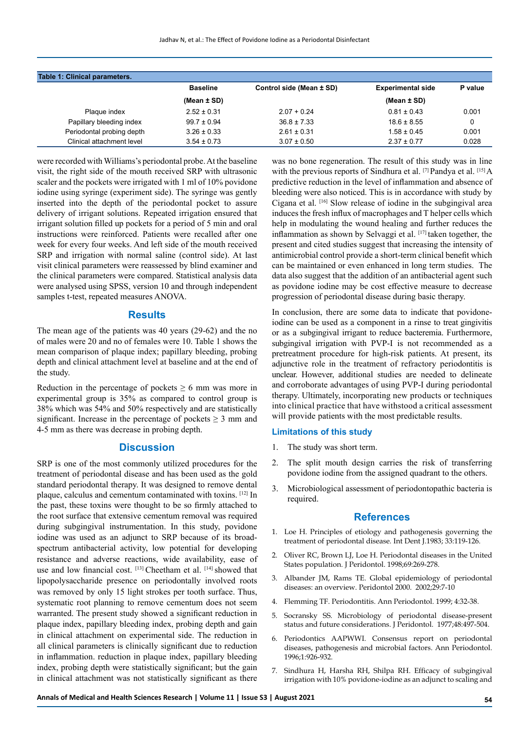**Table 1: Clinical parameters.**

| | Baseline (Mean ± SD) | Control side (Mean ± SD) | Experimental side (Mean ± SD) | P value |
|---|---|---|---|---|
| Plaque index | 2.52 ± 0.31 | 2.07 + 0.24 | 0.81 ± 0.43 | 0.001 |
| Papillary bleeding index | 99.7 ± 0.94 | 36.8 ± 7.33 | 18.6 ± 8.55 | 0 |
| Periodontal probing depth | 3.26 ± 0.33 | 2.61 ± 0.31 | 1.58 ± 0.45 | 0.001 |
| Clinical attachment level | 3.54 ± 0.73 | 3.07 ± 0.50 | 2.37 ± 0.77 | 0.028 |

were recorded with Williams's periodontal probe. At the baseline visit, the right side of the mouth received SRP with ultrasonic scaler and the pockets were irrigated with 1 ml of 10% povidone iodine using syringe (experiment side). The syringe was gently inserted into the depth of the periodontal pocket to assure delivery of irrigant solutions. Repeated irrigation ensured that irrigant solution filled up pockets for a period of 5 min and oral instructions were reinforced. Patients were recalled after one week for every four weeks. And left side of the mouth received SRP and irrigation with normal saline (control side). At last visit clinical parameters were reassessed by blind examiner and the clinical parameters were compared. Statistical analysis data were analysed using SPSS, version 10 and through independent samples t-test, repeated measures ANOVA.

## Results

The mean age of the patients was 40 years (29-62) and the no of males were 20 and no of females were 10. Table 1 shows the mean comparison of plaque index; papillary bleeding, probing depth and clinical attachment level at baseline and at the end of the study.

Reduction in the percentage of pockets ≥ 6 mm was more in experimental group is 35% as compared to control group is 38% which was 54% and 50% respectively and are statistically significant. Increase in the percentage of pockets ≥ 3 mm and 4-5 mm as there was decrease in probing depth.

## Discussion

SRP is one of the most commonly utilized procedures for the treatment of periodontal disease and has been used as the gold standard periodontal therapy. It was designed to remove dental plaque, calculus and cementum contaminated with toxins. [12] In the past, these toxins were thought to be so firmly attached to the root surface that extensive cementum removal was required during subgingival instrumentation. In this study, povidone iodine was used as an adjunct to SRP because of its broad-spectrum antibacterial activity, low potential for developing resistance and adverse reactions, wide availability, ease of use and low financial cost. [13] Cheetham et al. [14] showed that lipopolysaccharide presence on periodontally involved roots was removed by only 15 light strokes per tooth surface. Thus, systematic root planning to remove cementum does not seem warranted. The present study showed a significant reduction in plaque index, papillary bleeding index, probing depth and gain in clinical attachment on experimental side. The reduction in all clinical parameters is clinically significant due to reduction in inflammation. reduction in plaque index, papillary bleeding index, probing depth were statistically significant; but the gain in clinical attachment was not statistically significant as there was no bone regeneration. The result of this study was in line with the previous reports of Sindhura et al. [7] Pandya et al. [15] A predictive reduction in the level of inflammation and absence of bleeding were also noticed. This is in accordance with study by Cigana et al. [16] Slow release of iodine in the subgingival area induces the fresh influx of macrophages and T helper cells which help in modulating the wound healing and further reduces the inflammation as shown by Selvaggi et al. [17] taken together, the present and cited studies suggest that increasing the intensity of antimicrobial control provide a short-term clinical benefit which can be maintained or even enhanced in long term studies. The data also suggest that the addition of an antibacterial agent such as povidone iodine may be cost effective measure to decrease progression of periodontal disease during basic therapy.

In conclusion, there are some data to indicate that povidone-iodine can be used as a component in a rinse to treat gingivitis or as a subgingival irrigant to reduce bacteremia. Furthermore, subgingival irrigation with PVP-I is not recommended as a pretreatment procedure for high-risk patients. At present, its adjunctive role in the treatment of refractory periodontitis is unclear. However, additional studies are needed to delineate and corroborate advantages of using PVP-I during periodontal therapy. Ultimately, incorporating new products or techniques into clinical practice that have withstood a critical assessment will provide patients with the most predictable results.

### Limitations of this study

1. The study was short term.
2. The split mouth design carries the risk of transferring povidone iodine from the assigned quadrant to the others.
3. Microbiological assessment of periodontopathic bacteria is required.

## References

1. Loe H. Principles of etiology and pathogenesis governing the treatment of periodontal disease. Int Dent J.1983; 33:119-126.
2. Oliver RC, Brown LJ, Loe H. Periodontal diseases in the United States population. J Peridontol. 1998;69:269-278.
3. Albander JM, Rams TE. Global epidemiology of periodontal diseases: an overview. Peridontol 2000. 2002;29:7-10
4. Flemming TF. Periodontitis. Ann Periodontol. 1999; 4:32-38.
5. Socransky SS. Microbiology of periodontal disease-present status and future considerations. J Peridontol. 1977;48:497-504.
6. Periodontics AAPWWI. Consensus report on periodontal diseases, pathogenesis and microbial factors. Ann Periodontol. 1996;1:926-932.
7. Sindhura H, Harsha RH, Shilpa RH. Efficacy of subgingival irrigation with 10% povidone-iodine as an adjunct to scaling and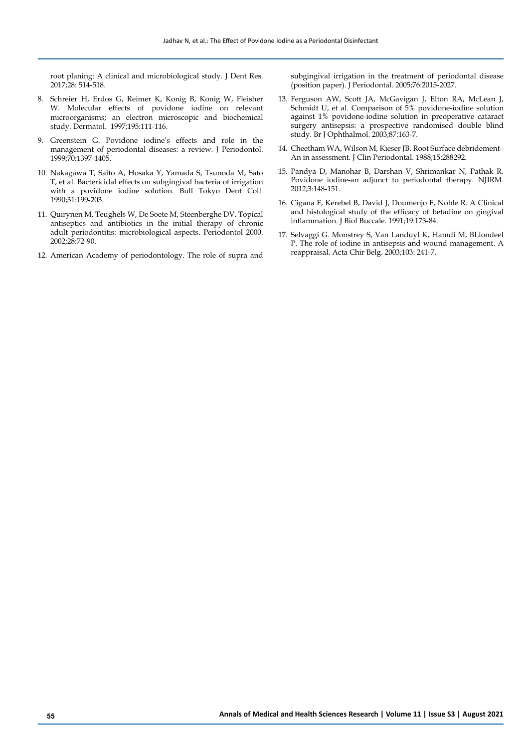root planing: A clinical and microbiological study. J Dent Res. 2017;28: 514-518.

8. Schreier H, Erdos G, Reimer K, Konig B, Konig W, Fleisher W. Molecular effects of povidone iodine on relevant microorganisms; an electron microscopic and biochemical study. Dermatol. 1997;195:111-116.

9. Greenstein G. Povidone iodine's effects and role in the management of periodontal diseases: a review. J Periodontol. 1999;70:1397-1405.

10. Nakagawa T, Saito A, Hosaka Y, Yamada S, Tsunoda M, Sato T, et al. Bactericidal effects on subgingival bacteria of irrigation with a povidone iodine solution. Bull Tokyo Dent Coll. 1990;31:199-203.

11. Quirynen M, Teughels W, De Soete M, Steenberghe DV. Topical antiseptics and antibiotics in the initial therapy of chronic adult periodontitis: microbiological aspects. Periodontol 2000. 2002;28:72-90.

12. American Academy of periodontology. The role of supra and subgingival irrigation in the treatment of periodontal disease (position paper). J Periodontal. 2005;76:2015-2027.

13. Ferguson AW, Scott JA, McGavigan J, Elton RA, McLean J, Schmidt U, et al. Comparison of 5% povidone-iodine solution against 1% povidone-iodine solution in preoperative cataract surgery antisepsis: a prospective randomised double blind study. Br J Ophthalmol. 2003;87:163-7.

14. Cheetham WA, Wilson M, Kieser JB. Root Surface debridement–An in assessment. J Clin Periodontal. 1988;15:288292.

15. Pandya D, Manohar B, Darshan V, Shrimankar N, Pathak R. Povidone iodine-an adjunct to periodontal therapy. NJIRM. 2012;3:148-151.

16. Cigana F, Kerebel B, David J, Doumenjo F, Noble R. A Clinical and histological study of the efficacy of betadine on gingival inflammation. J Biol Buccale. 1991;19:173-84.

17. Selvaggi G. Monstrey S, Van Landuyl K, Hamdi M, BLlondeel P. The role of iodine in antisepsis and wound management. A reappraisal. Acta Chir Belg. 2003;103: 241-7.